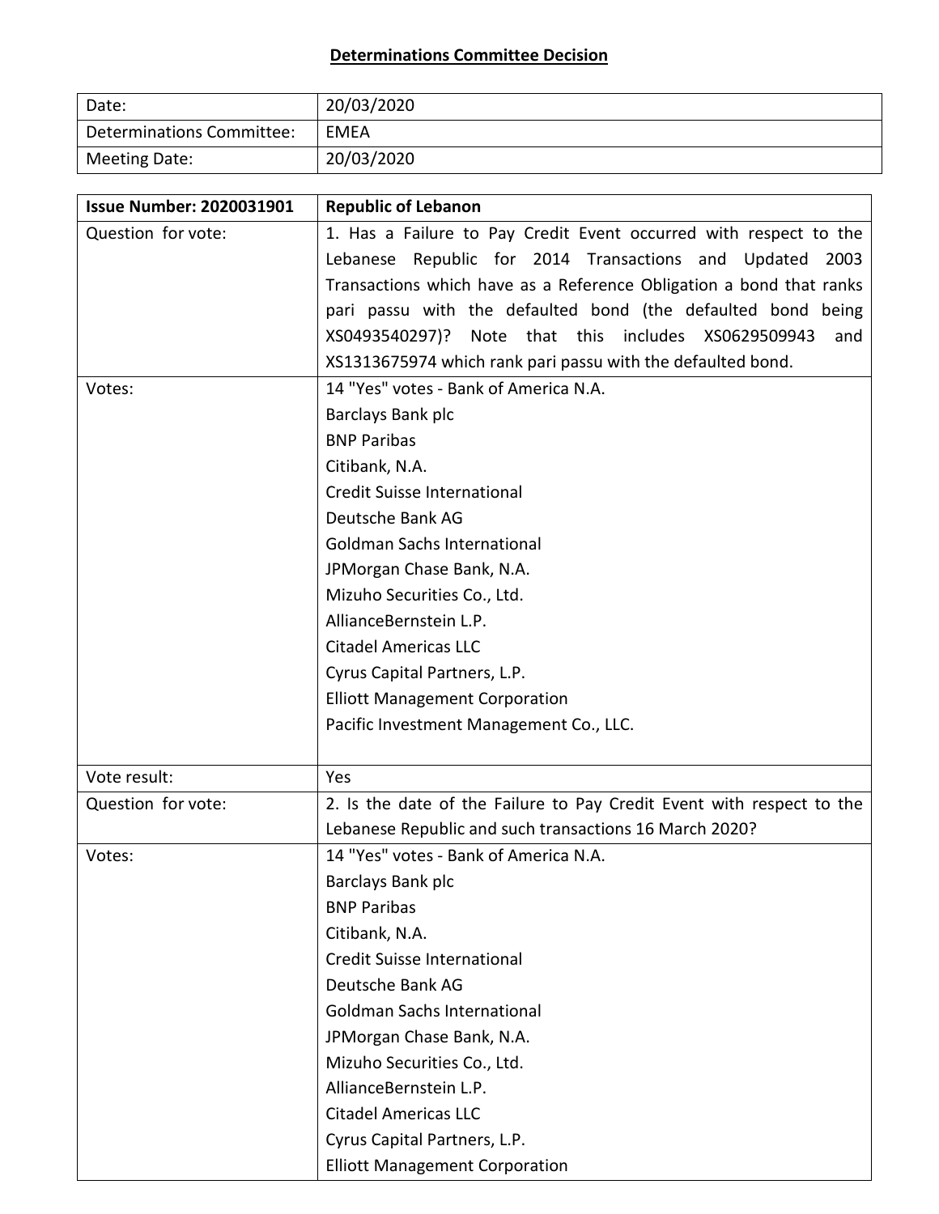# Determinations Committee Decision

| | |
|---|---|
| Date: | 20/03/2020 |
| Determinations Committee: | EMEA |
| Meeting Date: | 20/03/2020 |

| Issue Number: 2020031901 | Republic of Lebanon |
|---|---|
| Question for vote: | 1. Has a Failure to Pay Credit Event occurred with respect to the Lebanese Republic for 2014 Transactions and Updated 2003 Transactions which have as a Reference Obligation a bond that ranks pari passu with the defaulted bond (the defaulted bond being XS0493540297)? Note that this includes XS0629509943 and XS1313675974 which rank pari passu with the defaulted bond. |
| Votes: | 14 "Yes" votes - Bank of America N.A.<br>Barclays Bank plc<br>BNP Paribas<br>Citibank, N.A.<br>Credit Suisse International<br>Deutsche Bank AG<br>Goldman Sachs International<br>JPMorgan Chase Bank, N.A.<br>Mizuho Securities Co., Ltd.<br>AllianceBernstein L.P.<br>Citadel Americas LLC<br>Cyrus Capital Partners, L.P.<br>Elliott Management Corporation<br>Pacific Investment Management Co., LLC. |
| Vote result: | Yes |
| Question for vote: | 2. Is the date of the Failure to Pay Credit Event with respect to the Lebanese Republic and such transactions 16 March 2020? |
| Votes: | 14 "Yes" votes - Bank of America N.A.<br>Barclays Bank plc<br>BNP Paribas<br>Citibank, N.A.<br>Credit Suisse International<br>Deutsche Bank AG<br>Goldman Sachs International<br>JPMorgan Chase Bank, N.A.<br>Mizuho Securities Co., Ltd.<br>AllianceBernstein L.P.<br>Citadel Americas LLC<br>Cyrus Capital Partners, L.P.<br>Elliott Management Corporation |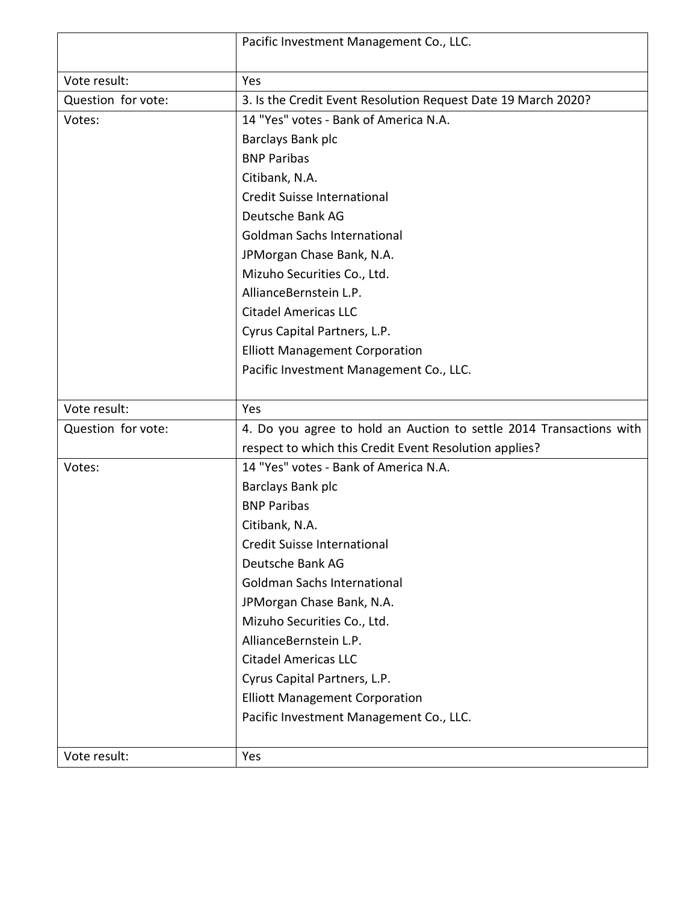| | |
|---|---|
| | Pacific Investment Management Co., LLC. |
| Vote result: | Yes |
| Question for vote: | 3. Is the Credit Event Resolution Request Date 19 March 2020? |
| Votes: | 14 "Yes" votes - Bank of America N.A.<br>Barclays Bank plc<br>BNP Paribas<br>Citibank, N.A.<br>Credit Suisse International<br>Deutsche Bank AG<br>Goldman Sachs International<br>JPMorgan Chase Bank, N.A.<br>Mizuho Securities Co., Ltd.<br>AllianceBernstein L.P.<br>Citadel Americas LLC<br>Cyrus Capital Partners, L.P.<br>Elliott Management Corporation<br>Pacific Investment Management Co., LLC. |
| Vote result: | Yes |
| Question for vote: | 4. Do you agree to hold an Auction to settle 2014 Transactions with respect to which this Credit Event Resolution applies? |
| Votes: | 14 "Yes" votes - Bank of America N.A.<br>Barclays Bank plc<br>BNP Paribas<br>Citibank, N.A.<br>Credit Suisse International<br>Deutsche Bank AG<br>Goldman Sachs International<br>JPMorgan Chase Bank, N.A.<br>Mizuho Securities Co., Ltd.<br>AllianceBernstein L.P.<br>Citadel Americas LLC<br>Cyrus Capital Partners, L.P.<br>Elliott Management Corporation<br>Pacific Investment Management Co., LLC. |
| Vote result: | Yes |